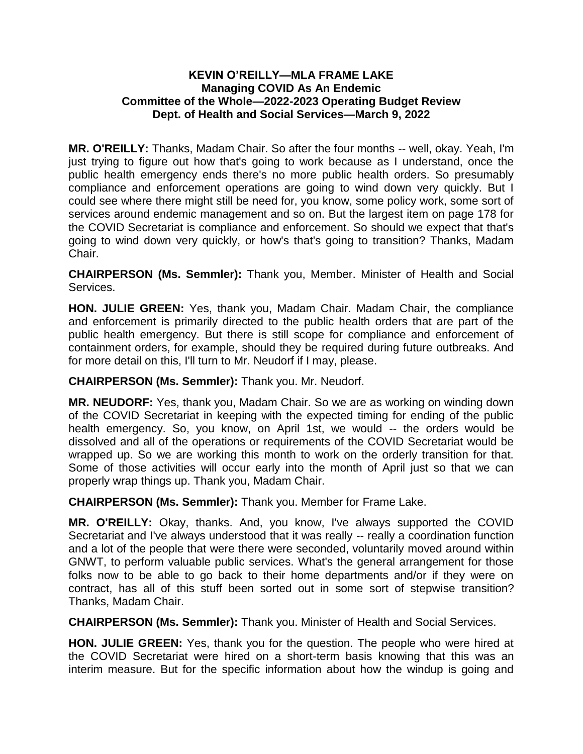**KEVIN O'REILLY—MLA FRAME LAKE**
**Managing COVID As An Endemic**
**Committee of the Whole—2022-2023 Operating Budget Review**
**Dept. of Health and Social Services—March 9, 2022**

**MR. O'REILLY:** Thanks, Madam Chair. So after the four months -- well, okay. Yeah, I'm just trying to figure out how that's going to work because as I understand, once the public health emergency ends there's no more public health orders. So presumably compliance and enforcement operations are going to wind down very quickly. But I could see where there might still be need for, you know, some policy work, some sort of services around endemic management and so on. But the largest item on page 178 for the COVID Secretariat is compliance and enforcement. So should we expect that that's going to wind down very quickly, or how's that's going to transition? Thanks, Madam Chair.

**CHAIRPERSON (Ms. Semmler):** Thank you, Member. Minister of Health and Social Services.

**HON. JULIE GREEN:** Yes, thank you, Madam Chair. Madam Chair, the compliance and enforcement is primarily directed to the public health orders that are part of the public health emergency. But there is still scope for compliance and enforcement of containment orders, for example, should they be required during future outbreaks. And for more detail on this, I'll turn to Mr. Neudorf if I may, please.

**CHAIRPERSON (Ms. Semmler):** Thank you. Mr. Neudorf.

**MR. NEUDORF:** Yes, thank you, Madam Chair. So we are as working on winding down of the COVID Secretariat in keeping with the expected timing for ending of the public health emergency. So, you know, on April 1st, we would -- the orders would be dissolved and all of the operations or requirements of the COVID Secretariat would be wrapped up. So we are working this month to work on the orderly transition for that. Some of those activities will occur early into the month of April just so that we can properly wrap things up. Thank you, Madam Chair.

**CHAIRPERSON (Ms. Semmler):** Thank you. Member for Frame Lake.

**MR. O'REILLY:** Okay, thanks. And, you know, I've always supported the COVID Secretariat and I've always understood that it was really -- really a coordination function and a lot of the people that were there were seconded, voluntarily moved around within GNWT, to perform valuable public services. What's the general arrangement for those folks now to be able to go back to their home departments and/or if they were on contract, has all of this stuff been sorted out in some sort of stepwise transition? Thanks, Madam Chair.

**CHAIRPERSON (Ms. Semmler):** Thank you. Minister of Health and Social Services.

**HON. JULIE GREEN:** Yes, thank you for the question. The people who were hired at the COVID Secretariat were hired on a short-term basis knowing that this was an interim measure. But for the specific information about how the windup is going and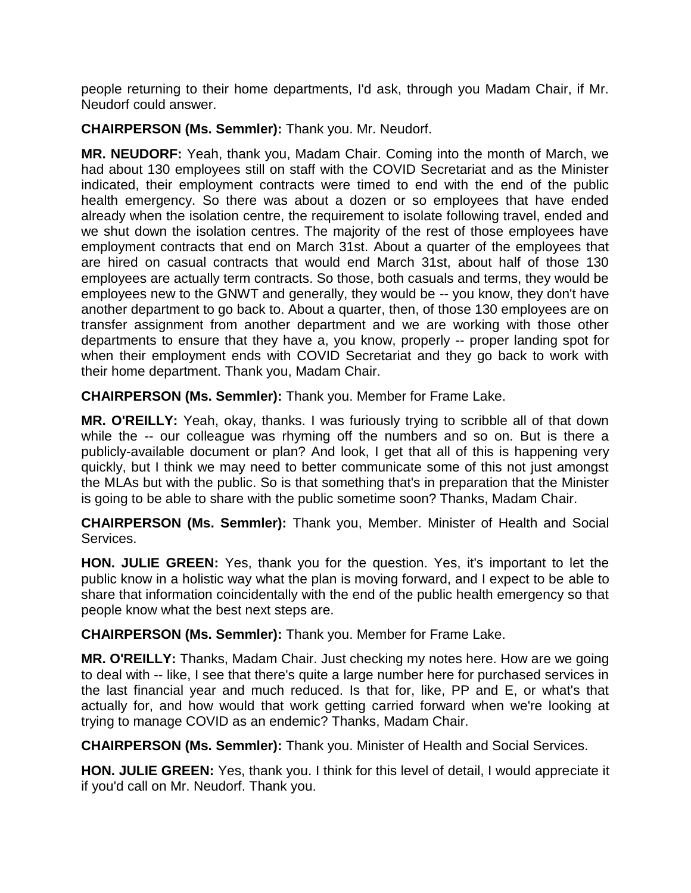people returning to their home departments, I'd ask, through you Madam Chair, if Mr. Neudorf could answer.

**CHAIRPERSON (Ms. Semmler):** Thank you. Mr. Neudorf.

**MR. NEUDORF:** Yeah, thank you, Madam Chair. Coming into the month of March, we had about 130 employees still on staff with the COVID Secretariat and as the Minister indicated, their employment contracts were timed to end with the end of the public health emergency. So there was about a dozen or so employees that have ended already when the isolation centre, the requirement to isolate following travel, ended and we shut down the isolation centres. The majority of the rest of those employees have employment contracts that end on March 31st. About a quarter of the employees that are hired on casual contracts that would end March 31st, about half of those 130 employees are actually term contracts. So those, both casuals and terms, they would be employees new to the GNWT and generally, they would be -- you know, they don't have another department to go back to. About a quarter, then, of those 130 employees are on transfer assignment from another department and we are working with those other departments to ensure that they have a, you know, properly -- proper landing spot for when their employment ends with COVID Secretariat and they go back to work with their home department. Thank you, Madam Chair.

**CHAIRPERSON (Ms. Semmler):** Thank you. Member for Frame Lake.

**MR. O'REILLY:** Yeah, okay, thanks. I was furiously trying to scribble all of that down while the -- our colleague was rhyming off the numbers and so on. But is there a publicly-available document or plan? And look, I get that all of this is happening very quickly, but I think we may need to better communicate some of this not just amongst the MLAs but with the public. So is that something that's in preparation that the Minister is going to be able to share with the public sometime soon? Thanks, Madam Chair.

**CHAIRPERSON (Ms. Semmler):** Thank you, Member. Minister of Health and Social Services.

**HON. JULIE GREEN:** Yes, thank you for the question. Yes, it's important to let the public know in a holistic way what the plan is moving forward, and I expect to be able to share that information coincidentally with the end of the public health emergency so that people know what the best next steps are.

**CHAIRPERSON (Ms. Semmler):** Thank you. Member for Frame Lake.

**MR. O'REILLY:** Thanks, Madam Chair. Just checking my notes here. How are we going to deal with -- like, I see that there's quite a large number here for purchased services in the last financial year and much reduced. Is that for, like, PP and E, or what's that actually for, and how would that work getting carried forward when we're looking at trying to manage COVID as an endemic? Thanks, Madam Chair.

**CHAIRPERSON (Ms. Semmler):** Thank you. Minister of Health and Social Services.

**HON. JULIE GREEN:** Yes, thank you. I think for this level of detail, I would appreciate it if you'd call on Mr. Neudorf. Thank you.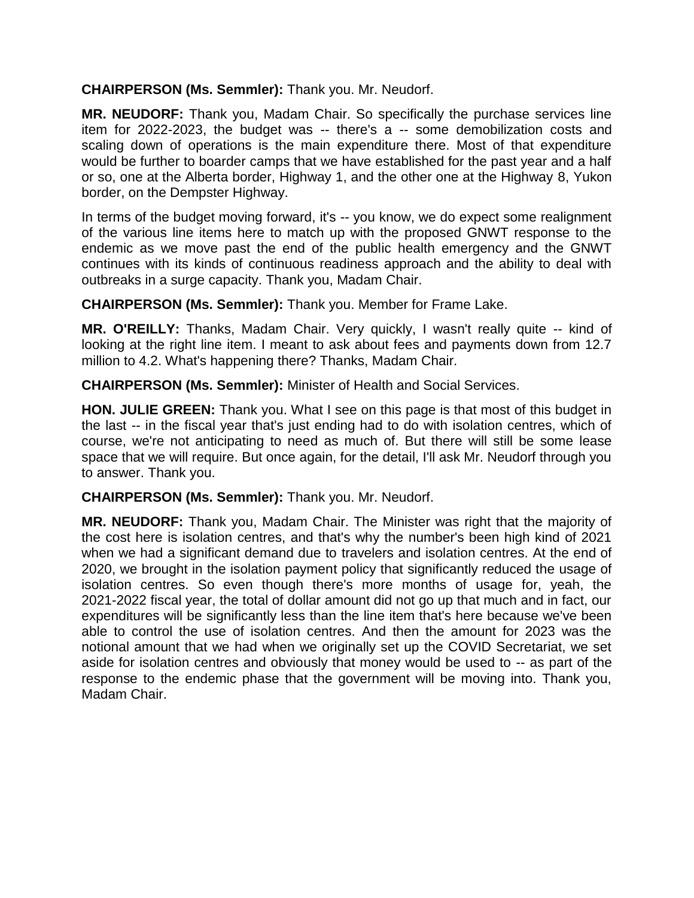**CHAIRPERSON (Ms. Semmler):** Thank you. Mr. Neudorf.

**MR. NEUDORF:** Thank you, Madam Chair. So specifically the purchase services line item for 2022-2023, the budget was -- there's a -- some demobilization costs and scaling down of operations is the main expenditure there. Most of that expenditure would be further to boarder camps that we have established for the past year and a half or so, one at the Alberta border, Highway 1, and the other one at the Highway 8, Yukon border, on the Dempster Highway.

In terms of the budget moving forward, it's -- you know, we do expect some realignment of the various line items here to match up with the proposed GNWT response to the endemic as we move past the end of the public health emergency and the GNWT continues with its kinds of continuous readiness approach and the ability to deal with outbreaks in a surge capacity. Thank you, Madam Chair.

**CHAIRPERSON (Ms. Semmler):** Thank you. Member for Frame Lake.

**MR. O'REILLY:** Thanks, Madam Chair. Very quickly, I wasn't really quite -- kind of looking at the right line item. I meant to ask about fees and payments down from 12.7 million to 4.2. What's happening there? Thanks, Madam Chair.

**CHAIRPERSON (Ms. Semmler):** Minister of Health and Social Services.

**HON. JULIE GREEN:** Thank you. What I see on this page is that most of this budget in the last -- in the fiscal year that's just ending had to do with isolation centres, which of course, we're not anticipating to need as much of. But there will still be some lease space that we will require. But once again, for the detail, I'll ask Mr. Neudorf through you to answer. Thank you.

**CHAIRPERSON (Ms. Semmler):** Thank you. Mr. Neudorf.

**MR. NEUDORF:** Thank you, Madam Chair. The Minister was right that the majority of the cost here is isolation centres, and that's why the number's been high kind of 2021 when we had a significant demand due to travelers and isolation centres. At the end of 2020, we brought in the isolation payment policy that significantly reduced the usage of isolation centres. So even though there's more months of usage for, yeah, the 2021-2022 fiscal year, the total of dollar amount did not go up that much and in fact, our expenditures will be significantly less than the line item that's here because we've been able to control the use of isolation centres. And then the amount for 2023 was the notional amount that we had when we originally set up the COVID Secretariat, we set aside for isolation centres and obviously that money would be used to -- as part of the response to the endemic phase that the government will be moving into. Thank you, Madam Chair.